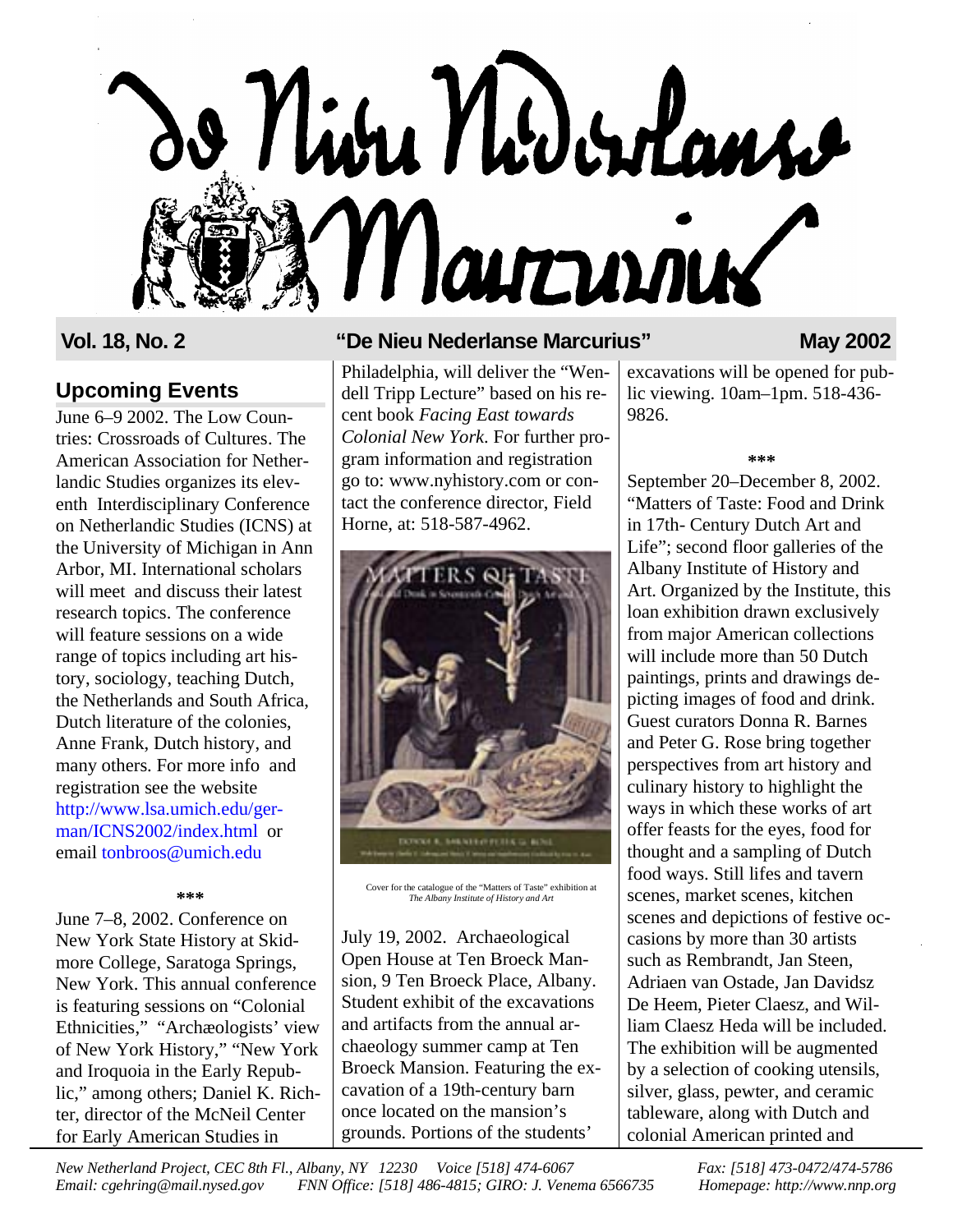# De Nieu Nederlanse Marcurius

**Vol. 18, No. 2** — **"De Nieu Nederlanse Marcurius"** — **May 2002**

## Upcoming Events

June 6–9 2002. The Low Countries: Crossroads of Cultures. The American Association for Netherlandic Studies organizes its eleventh Interdisciplinary Conference on Netherlandic Studies (ICNS) at the University of Michigan in Ann Arbor, MI. International scholars will meet and discuss their latest research topics. The conference will feature sessions on a wide range of topics including art history, sociology, teaching Dutch, the Netherlands and South Africa, Dutch literature of the colonies, Anne Frank, Dutch history, and many others. For more info and registration see the website http://www.lsa.umich.edu/german/ICNS2002/index.html or email tonbroos@umich.edu

\*\*\*

June 7–8, 2002. Conference on New York State History at Skidmore College, Saratoga Springs, New York. This annual conference is featuring sessions on "Colonial Ethnicities," "Archæologists' view of New York History," "New York and Iroquoia in the Early Republic," among others; Daniel K. Richter, director of the McNeil Center for Early American Studies in Philadelphia, will deliver the "Wendell Tripp Lecture" based on his recent book *Facing East towards Colonial New York.* For further program information and registration go to: www.nyhistory.com or contact the conference director, Field Horne, at: 518-587-4962.

Cover for the catalogue of the "Matters of Taste" exhibition at *The Albany Institute of History and Art*

July 19, 2002. Archaeological Open House at Ten Broeck Mansion, 9 Ten Broeck Place, Albany. Student exhibit of the excavations and artifacts from the annual archaeology summer camp at Ten Broeck Mansion. Featuring the excavation of a 19th-century barn once located on the mansion's grounds. Portions of the students' excavations will be opened for public viewing. 10am–1pm. 518-436-9826.

\*\*\*

September 20–December 8, 2002. "Matters of Taste: Food and Drink in 17th- Century Dutch Art and Life"; second floor galleries of the Albany Institute of History and Art. Organized by the Institute, this loan exhibition drawn exclusively from major American collections will include more than 50 Dutch paintings, prints and drawings depicting images of food and drink. Guest curators Donna R. Barnes and Peter G. Rose bring together perspectives from art history and culinary history to highlight the ways in which these works of art offer feasts for the eyes, food for thought and a sampling of Dutch food ways. Still lifes and tavern scenes, market scenes, kitchen scenes and depictions of festive occasions by more than 30 artists such as Rembrandt, Jan Steen, Adriaen van Ostade, Jan Davidsz De Heem, Pieter Claesz, and William Claesz Heda will be included. The exhibition will be augmented by a selection of cooking utensils, silver, glass, pewter, and ceramic tableware, along with Dutch and colonial American printed and

*New Netherland Project, CEC 8th Fl., Albany, NY 12230 Voice [518] 474-6067 Fax: [518] 473-0472/474-5786*
*Email: cgehring@mail.nysed.gov FNN Office: [518] 486-4815; GIRO: J. Venema 6566735 Homepage: http://www.nnp.org*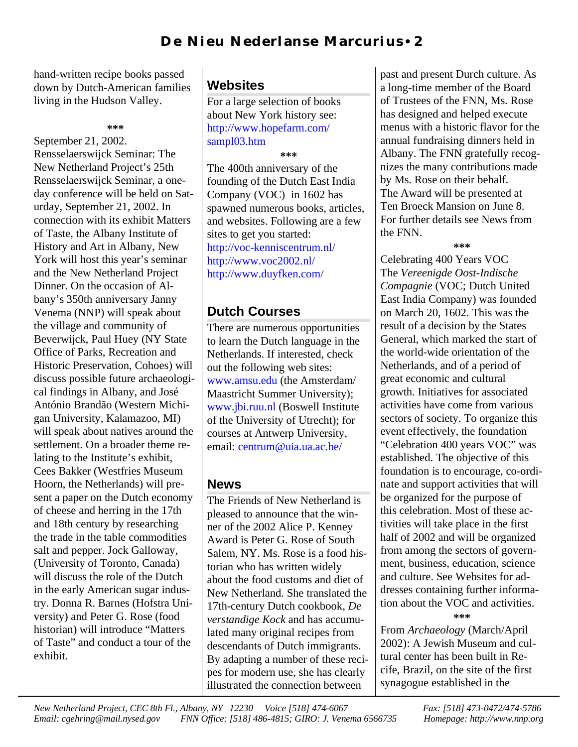hand-written recipe books passed down by Dutch-American families living in the Hudson Valley.

***

September 21, 2002.
Rensselaerswijck Seminar: The New Netherland Project's 25th Rensselaerswijck Seminar, a one-day conference will be held on Saturday, September 21, 2002. In connection with its exhibit Matters of Taste, the Albany Institute of History and Art in Albany, New York will host this year's seminar and the New Netherland Project Dinner. On the occasion of Albany's 350th anniversary Janny Venema (NNP) will speak about the village and community of Beverwijck, Paul Huey (NY State Office of Parks, Recreation and Historic Preservation, Cohoes) will discuss possible future archaeological findings in Albany, and José António Brandão (Western Michigan University, Kalamazoo, MI) will speak about natives around the settlement. On a broader theme relating to the Institute's exhibit, Cees Bakker (Westfries Museum Hoorn, the Netherlands) will present a paper on the Dutch economy of cheese and herring in the 17th and 18th century by researching the trade in the table commodities salt and pepper. Jock Galloway, (University of Toronto, Canada) will discuss the role of the Dutch in the early American sugar industry. Donna R. Barnes (Hofstra University) and Peter G. Rose (food historian) will introduce "Matters of Taste" and conduct a tour of the exhibit.

## Websites

For a large selection of books about New York history see: http://www.hopefarm.com/sampl03.htm

***

The 400th anniversary of the founding of the Dutch East India Company (VOC) in 1602 has spawned numerous books, articles, and websites. Following are a few sites to get you started:
http://voc-kenniscentrum.nl/
http://www.voc2002.nl/
http://www.duyfken.com/

## Dutch Courses

There are numerous opportunities to learn the Dutch language in the Netherlands. If interested, check out the following web sites: www.amsu.edu (the Amsterdam/Maastricht Summer University); www.jbi.ruu.nl (Boswell Institute of the University of Utrecht); for courses at Antwerp University, email: centrum@uia.ua.ac.be/

## News

The Friends of New Netherland is pleased to announce that the winner of the 2002 Alice P. Kenney Award is Peter G. Rose of South Salem, NY. Ms. Rose is a food historian who has written widely about the food customs and diet of New Netherland. She translated the 17th-century Dutch cookbook, *De verstandige Kock* and has accumulated many original recipes from descendants of Dutch immigrants. By adapting a number of these recipes for modern use, she has clearly illustrated the connection between past and present Durch culture. As a long-time member of the Board of Trustees of the FNN, Ms. Rose has designed and helped execute menus with a historic flavor for the annual fundraising dinners held in Albany. The FNN gratefully recognizes the many contributions made by Ms. Rose on their behalf.
The Award will be presented at Ten Broeck Mansion on June 8. For further details see News from the FNN.

***

Celebrating 400 Years VOC
The *Vereenigde Oost-Indische Compagnie* (VOC; Dutch United East India Company) was founded on March 20, 1602. This was the result of a decision by the States General, which marked the start of the world-wide orientation of the Netherlands, and of a period of great economic and cultural growth. Initiatives for associated activities have come from various sectors of society. To organize this event effectively, the foundation "Celebration 400 years VOC" was established. The objective of this foundation is to encourage, co-ordinate and support activities that will be organized for the purpose of this celebration. Most of these activities will take place in the first half of 2002 and will be organized from among the sectors of government, business, education, science and culture. See Websites for addresses containing further information about the VOC and activities.

***

From *Archaeology* (March/April 2002): A Jewish Museum and cultural center has been built in Recife, Brazil, on the site of the first synagogue established in the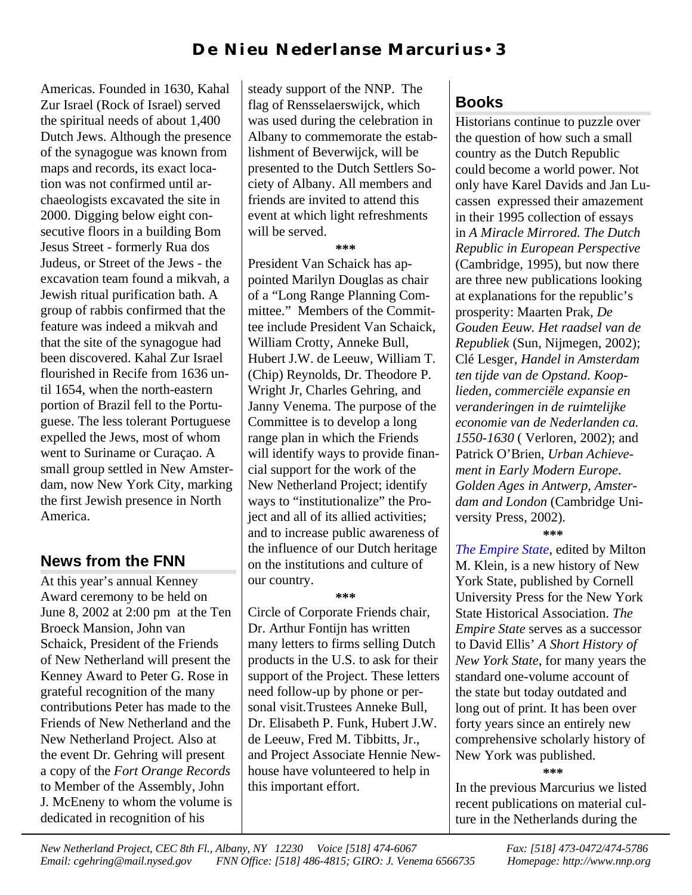Americas. Founded in 1630, Kahal Zur Israel (Rock of Israel) served the spiritual needs of about 1,400 Dutch Jews. Although the presence of the synagogue was known from maps and records, its exact location was not confirmed until archaeologists excavated the site in 2000. Digging below eight consecutive floors in a building Bom Jesus Street - formerly Rua dos Judeus, or Street of the Jews - the excavation team found a mikvah, a Jewish ritual purification bath. A group of rabbis confirmed that the feature was indeed a mikvah and that the site of the synagogue had been discovered. Kahal Zur Israel flourished in Recife from 1636 until 1654, when the north-eastern portion of Brazil fell to the Portuguese. The less tolerant Portuguese expelled the Jews, most of whom went to Suriname or Curaçao. A small group settled in New Amsterdam, now New York City, marking the first Jewish presence in North America.

## News from the FNN

At this year's annual Kenney Award ceremony to be held on June 8, 2002 at 2:00 pm at the Ten Broeck Mansion, John van Schaick, President of the Friends of New Netherland will present the Kenney Award to Peter G. Rose in grateful recognition of the many contributions Peter has made to the Friends of New Netherland and the New Netherland Project. Also at the event Dr. Gehring will present a copy of the *Fort Orange Records* to Member of the Assembly, John J. McEneny to whom the volume is dedicated in recognition of his steady support of the NNP. The flag of Rensselaerswijck, which was used during the celebration in Albany to commemorate the establishment of Beverwijck, will be presented to the Dutch Settlers Society of Albany. All members and friends are invited to attend this event at which light refreshments will be served.

***

President Van Schaick has appointed Marilyn Douglas as chair of a "Long Range Planning Committee." Members of the Committee include President Van Schaick, William Crotty, Anneke Bull, Hubert J.W. de Leeuw, William T. (Chip) Reynolds, Dr. Theodore P. Wright Jr, Charles Gehring, and Janny Venema. The purpose of the Committee is to develop a long range plan in which the Friends will identify ways to provide financial support for the work of the New Netherland Project; identify ways to "institutionalize" the Project and all of its allied activities; and to increase public awareness of the influence of our Dutch heritage on the institutions and culture of our country.

***

Circle of Corporate Friends chair, Dr. Arthur Fontijn has written many letters to firms selling Dutch products in the U.S. to ask for their support of the Project. These letters need follow-up by phone or personal visit.Trustees Anneke Bull, Dr. Elisabeth P. Funk, Hubert J.W. de Leeuw, Fred M. Tibbitts, Jr., and Project Associate Hennie Newhouse have volunteered to help in this important effort.

## Books

Historians continue to puzzle over the question of how such a small country as the Dutch Republic could become a world power. Not only have Karel Davids and Jan Lucassen expressed their amazement in their 1995 collection of essays in *A Miracle Mirrored. The Dutch Republic in European Perspective* (Cambridge, 1995), but now there are three new publications looking at explanations for the republic's prosperity: Maarten Prak, *De Gouden Eeuw. Het raadsel van de Republiek* (Sun, Nijmegen, 2002); Clé Lesger, *Handel in Amsterdam ten tijde van de Opstand. Kooplieden, commerciële expansie en veranderingen in de ruimtelijke economie van de Nederlanden ca. 1550-1630* ( Verloren, 2002); and Patrick O'Brien, *Urban Achievement in Early Modern Europe. Golden Ages in Antwerp, Amsterdam and London* (Cambridge University Press, 2002).

***

*The Empire State*, edited by Milton M. Klein, is a new history of New York State, published by Cornell University Press for the New York State Historical Association. *The Empire State* serves as a successor to David Ellis' *A Short History of New York State*, for many years the standard one-volume account of the state but today outdated and long out of print. It has been over forty years since an entirely new comprehensive scholarly history of New York was published.

***

In the previous Marcurius we listed recent publications on material culture in the Netherlands during the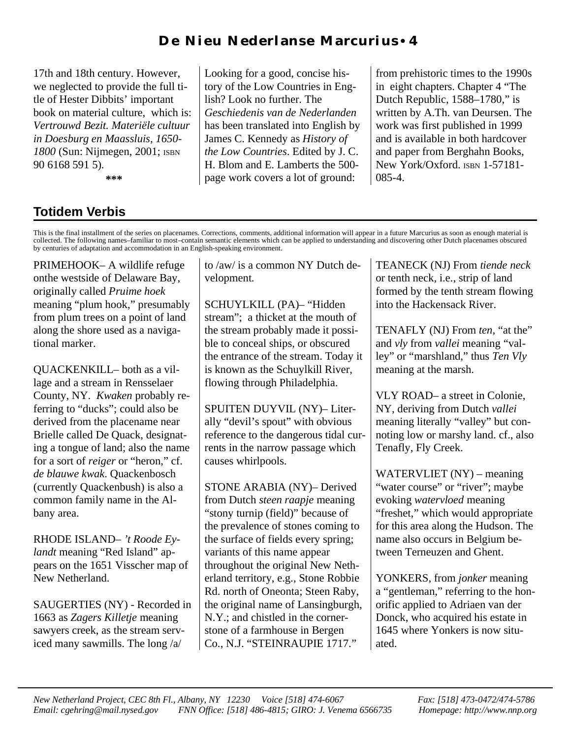17th and 18th century. However, we neglected to provide the full title of Hester Dibbits' important book on material culture, which is: *Vertrouwd Bezit. Materiële cultuur in Doesburg en Maassluis, 1650-1800* (Sun: Nijmegen, 2001; ISBN 90 6168 591 5).

***

Looking for a good, concise history of the Low Countries in English? Look no further. The *Geschiedenis van de Nederlanden* has been translated into English by James C. Kennedy as *History of the Low Countries*. Edited by J. C. H. Blom and E. Lamberts the 500-page work covers a lot of ground: from prehistoric times to the 1990s in eight chapters. Chapter 4 "The Dutch Republic, 1588–1780," is written by A.Th. van Deursen. The work was first published in 1999 and is available in both hardcover and paper from Berghahn Books, New York/Oxford. ISBN 1-57181-085-4.

## Totidem Verbis

This is the final installment of the series on placenames. Corrections, comments, additional information will appear in a future Marcurius as soon as enough material is collected. The following names–familiar to most–contain semantic elements which can be applied to understanding and discovering other Dutch placenames obscured by centuries of adaptation and accommodation in an English-speaking environment.

PRIMEHOOK– A wildlife refuge onthe westside of Delaware Bay, originally called *Pruime hoek* meaning "plum hook," presumably from plum trees on a point of land along the shore used as a navigational marker.

QUACKENKILL– both as a village and a stream in Rensselaer County, NY. *Kwaken* probably referring to "ducks"; could also be derived from the placename near Brielle called De Quack, designating a tongue of land; also the name for a sort of *reiger* or "heron," cf. *de blauwe kwak*. Quackenbosch (currently Quackenbush) is also a common family name in the Albany area.

RHODE ISLAND– *'t Roode Eylandt* meaning "Red Island" appears on the 1651 Visscher map of New Netherland.

SAUGERTIES (NY) - Recorded in 1663 as *Zagers Killetje* meaning sawyers creek, as the stream serviced many sawmills. The long /a/ to /aw/ is a common NY Dutch development.

SCHUYLKILL (PA)– "Hidden stream"; a thicket at the mouth of the stream probably made it possible to conceal ships, or obscured the entrance of the stream. Today it is known as the Schuylkill River, flowing through Philadelphia.

SPUITEN DUYVIL (NY)– Literally "devil's spout" with obvious reference to the dangerous tidal currents in the narrow passage which causes whirlpools.

STONE ARABIA (NY)– Derived from Dutch *steen raapje* meaning "stony turnip (field)" because of the prevalence of stones coming to the surface of fields every spring; variants of this name appear throughout the original New Netherland territory, e.g., Stone Robbie Rd. north of Oneonta; Steen Raby, the original name of Lansingburgh, N.Y.; and chistled in the cornerstone of a farmhouse in Bergen Co., N.J. "STEINRAUPIE 1717."

TEANECK (NJ) From *tiende neck* or tenth neck, i.e., strip of land formed by the tenth stream flowing into the Hackensack River.

TENAFLY (NJ) From *ten,* "at the" and *vly* from *vallei* meaning "valley" or "marshland," thus *Ten Vly* meaning at the marsh.

VLY ROAD– a street in Colonie, NY, deriving from Dutch *vallei* meaning literally "valley" but connoting low or marshy land. cf., also Tenafly, Fly Creek.

WATERVLIET (NY) – meaning "water course" or "river"; maybe evoking *watervloed* meaning "freshet," which would appropriate for this area along the Hudson. The name also occurs in Belgium between Terneuzen and Ghent.

YONKERS, from *jonker* meaning a "gentleman," referring to the honorific applied to Adriaen van der Donck, who acquired his estate in 1645 where Yonkers is now situated.

*New Netherland Project, CEC 8th Fl., Albany, NY 12230 Voice [518] 474-6067 Fax: [518] 473-0472/474-5786*
*Email: cgehring@mail.nysed.gov FNN Office: [518] 486-4815; GIRO: J. Venema 6566735 Homepage: http://www.nnp.org*